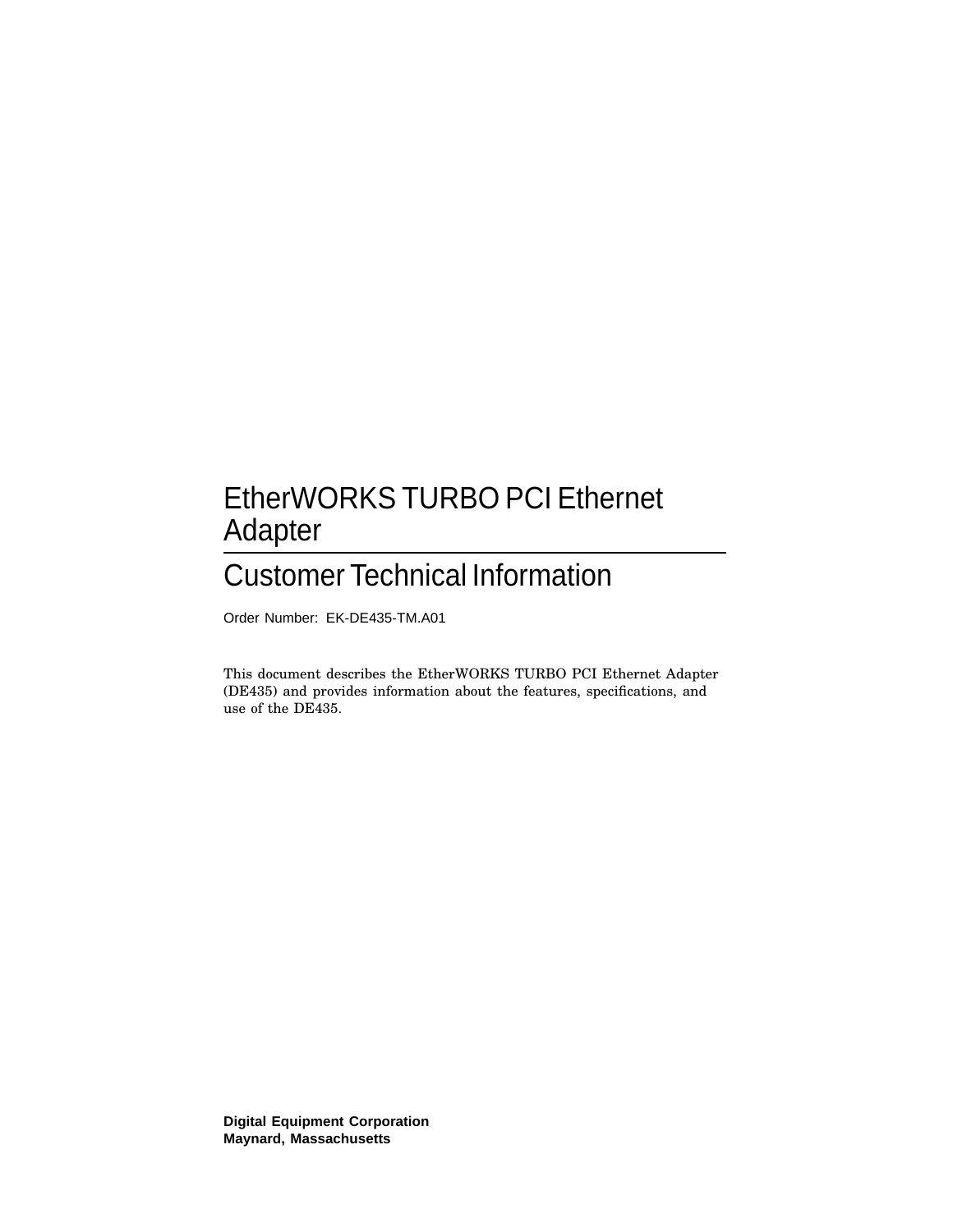# EtherWORKS TURBO PCI Ethernet Adapter

## Customer Technical Information

Order Number: EK-DE435-TM.A01

This document describes the EtherWORKS TURBO PCI Ethernet Adapter (DE435) and provides information about the features, specifications, and use of the DE435.

**Digital Equipment Corporation**
**Maynard, Massachusetts**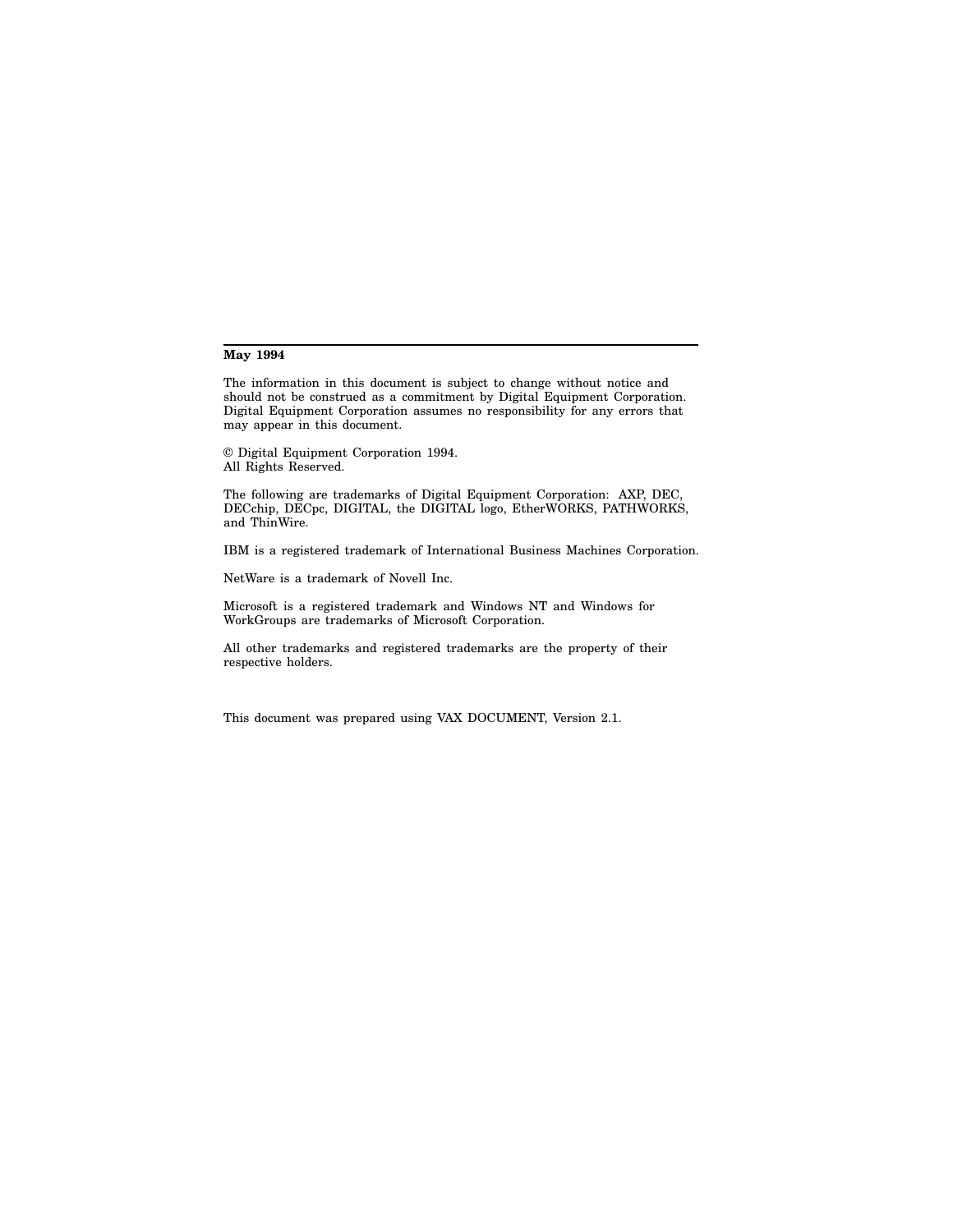**May 1994**

The information in this document is subject to change without notice and should not be construed as a commitment by Digital Equipment Corporation. Digital Equipment Corporation assumes no responsibility for any errors that may appear in this document.

© Digital Equipment Corporation 1994.
All Rights Reserved.

The following are trademarks of Digital Equipment Corporation: AXP, DEC, DECchip, DECpc, DIGITAL, the DIGITAL logo, EtherWORKS, PATHWORKS, and ThinWire.

IBM is a registered trademark of International Business Machines Corporation.

NetWare is a trademark of Novell Inc.

Microsoft is a registered trademark and Windows NT and Windows for WorkGroups are trademarks of Microsoft Corporation.

All other trademarks and registered trademarks are the property of their respective holders.

This document was prepared using VAX DOCUMENT, Version 2.1.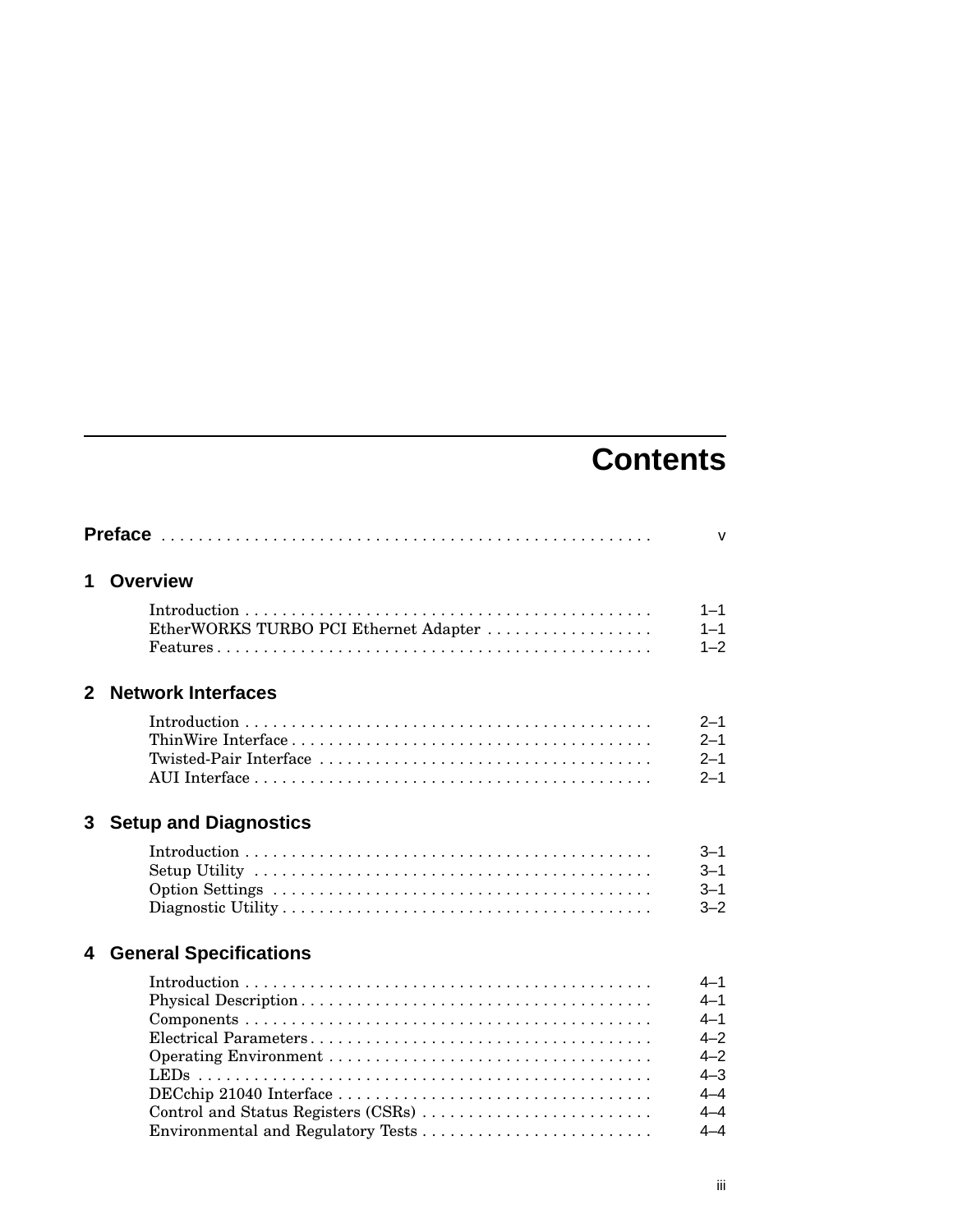# Contents

**Preface** . . . . . . . . . . . . . . . . . . . . . . . . . . . . . . . . . . . . . . . . . . . . . . . . . . . v

## 1 Overview

Introduction . . . . . . . . . . . . . . . . . . . . . . . . . . . . . . . . . . . . . . . . . . . . 1–1
EtherWORKS TURBO PCI Ethernet Adapter . . . . . . . . . . . . . . . . . . 1–1
Features . . . . . . . . . . . . . . . . . . . . . . . . . . . . . . . . . . . . . . . . . . . . . . . 1–2

## 2 Network Interfaces

Introduction . . . . . . . . . . . . . . . . . . . . . . . . . . . . . . . . . . . . . . . . . . . . 2–1
ThinWire Interface . . . . . . . . . . . . . . . . . . . . . . . . . . . . . . . . . . . . . . 2–1
Twisted-Pair Interface . . . . . . . . . . . . . . . . . . . . . . . . . . . . . . . . . . . 2–1
AUI Interface . . . . . . . . . . . . . . . . . . . . . . . . . . . . . . . . . . . . . . . . . . . 2–1

## 3 Setup and Diagnostics

Introduction . . . . . . . . . . . . . . . . . . . . . . . . . . . . . . . . . . . . . . . . . . . . 3–1
Setup Utility . . . . . . . . . . . . . . . . . . . . . . . . . . . . . . . . . . . . . . . . . . . 3–1
Option Settings . . . . . . . . . . . . . . . . . . . . . . . . . . . . . . . . . . . . . . . . . 3–1
Diagnostic Utility . . . . . . . . . . . . . . . . . . . . . . . . . . . . . . . . . . . . . . . . 3–2

## 4 General Specifications

Introduction . . . . . . . . . . . . . . . . . . . . . . . . . . . . . . . . . . . . . . . . . . . . 4–1
Physical Description . . . . . . . . . . . . . . . . . . . . . . . . . . . . . . . . . . . . . 4–1
Components . . . . . . . . . . . . . . . . . . . . . . . . . . . . . . . . . . . . . . . . . . . . 4–1
Electrical Parameters . . . . . . . . . . . . . . . . . . . . . . . . . . . . . . . . . . . . 4–2
Operating Environment . . . . . . . . . . . . . . . . . . . . . . . . . . . . . . . . . . 4–2
LEDs . . . . . . . . . . . . . . . . . . . . . . . . . . . . . . . . . . . . . . . . . . . . . . . . . 4–3
DECchip 21040 Interface . . . . . . . . . . . . . . . . . . . . . . . . . . . . . . . . . 4–4
Control and Status Registers (CSRs) . . . . . . . . . . . . . . . . . . . . . . . . 4–4
Environmental and Regulatory Tests . . . . . . . . . . . . . . . . . . . . . . . . 4–4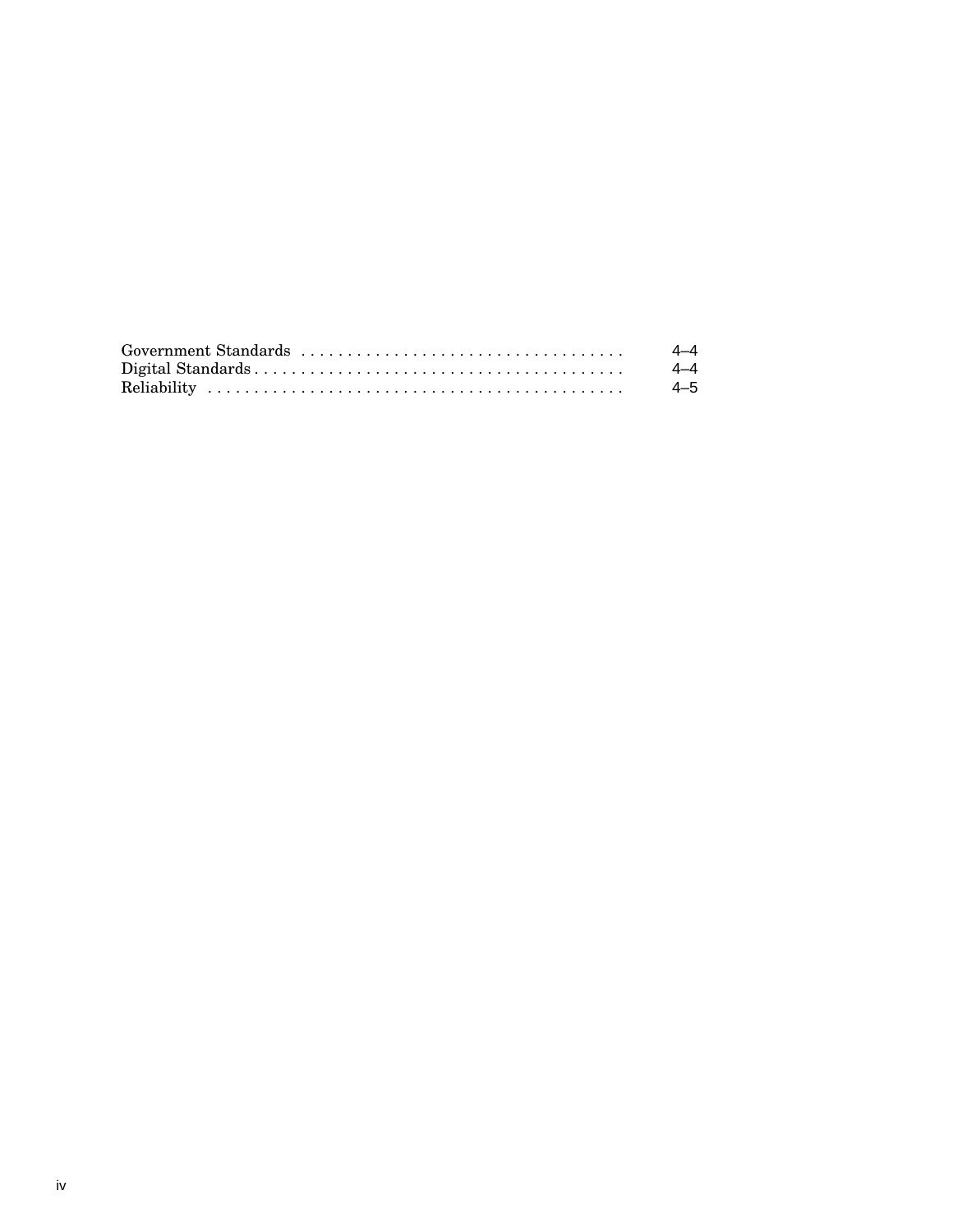Government Standards . . . . . . . . . . . . . . . . . . . . . . . . . . . . . . . . . . . 4–4
Digital Standards . . . . . . . . . . . . . . . . . . . . . . . . . . . . . . . . . . . . . . . 4–4
Reliability . . . . . . . . . . . . . . . . . . . . . . . . . . . . . . . . . . . . . . . . . . . . . 4–5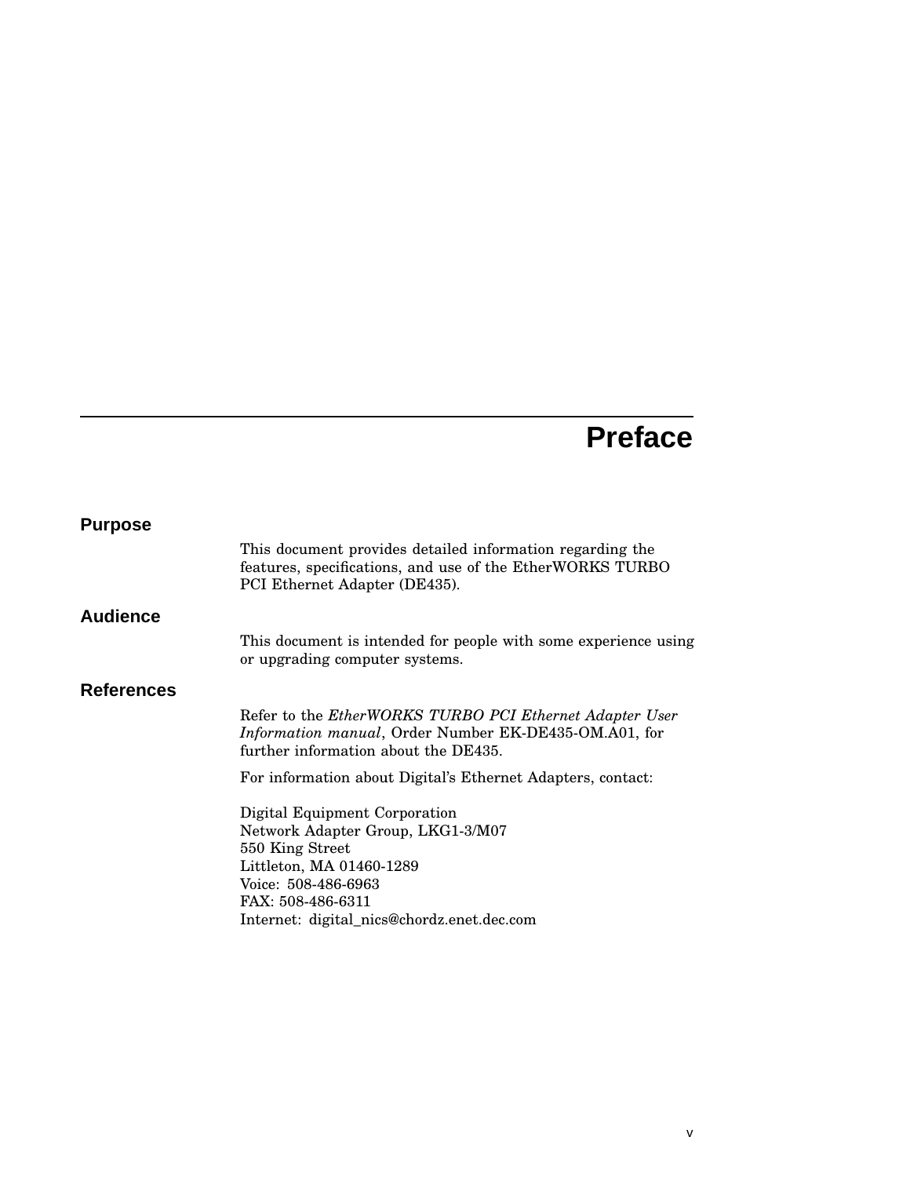# Preface

## Purpose

This document provides detailed information regarding the features, specifications, and use of the EtherWORKS TURBO PCI Ethernet Adapter (DE435).

## Audience

This document is intended for people with some experience using or upgrading computer systems.

## References

Refer to the *EtherWORKS TURBO PCI Ethernet Adapter User Information manual*, Order Number EK-DE435-OM.A01, for further information about the DE435.

For information about Digital's Ethernet Adapters, contact:

Digital Equipment Corporation
Network Adapter Group, LKG1-3/M07
550 King Street
Littleton, MA 01460-1289
Voice: 508-486-6963
FAX: 508-486-6311
Internet: digital_nics@chordz.enet.dec.com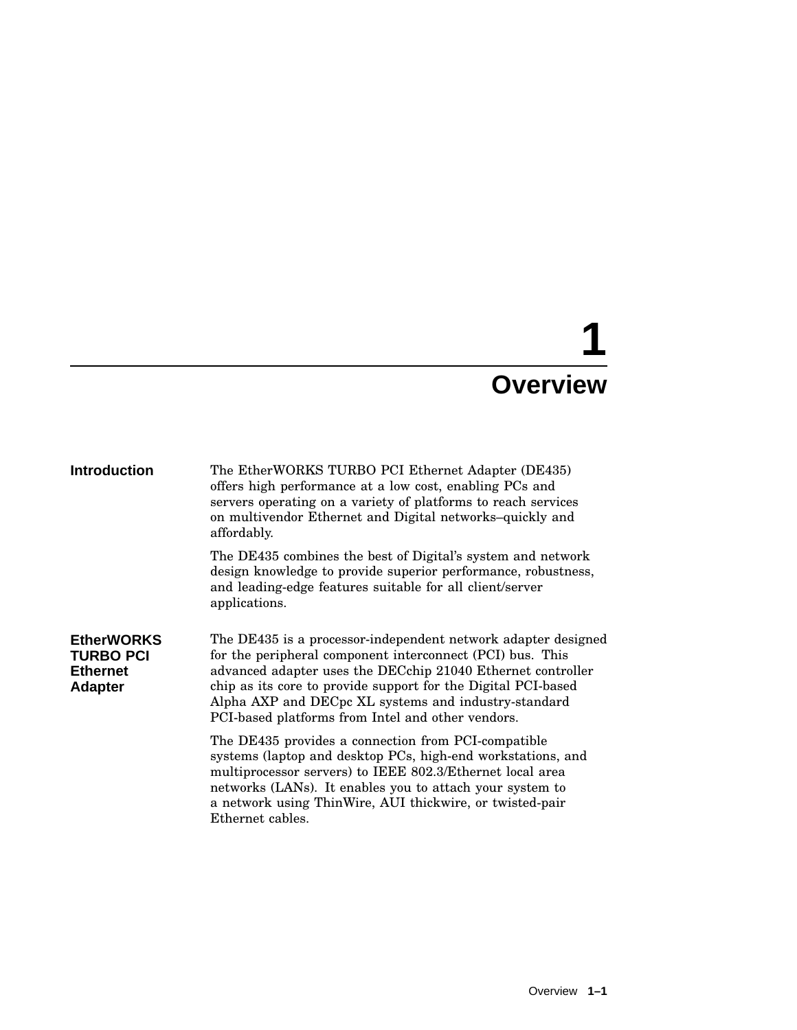# 1 Overview

## Introduction

The EtherWORKS TURBO PCI Ethernet Adapter (DE435) offers high performance at a low cost, enabling PCs and servers operating on a variety of platforms to reach services on multivendor Ethernet and Digital networks–quickly and affordably.

The DE435 combines the best of Digital's system and network design knowledge to provide superior performance, robustness, and leading-edge features suitable for all client/server applications.

## EtherWORKS TURBO PCI Ethernet Adapter

The DE435 is a processor-independent network adapter designed for the peripheral component interconnect (PCI) bus. This advanced adapter uses the DECchip 21040 Ethernet controller chip as its core to provide support for the Digital PCI-based Alpha AXP and DECpc XL systems and industry-standard PCI-based platforms from Intel and other vendors.

The DE435 provides a connection from PCI-compatible systems (laptop and desktop PCs, high-end workstations, and multiprocessor servers) to IEEE 802.3/Ethernet local area networks (LANs). It enables you to attach your system to a network using ThinWire, AUI thickwire, or twisted-pair Ethernet cables.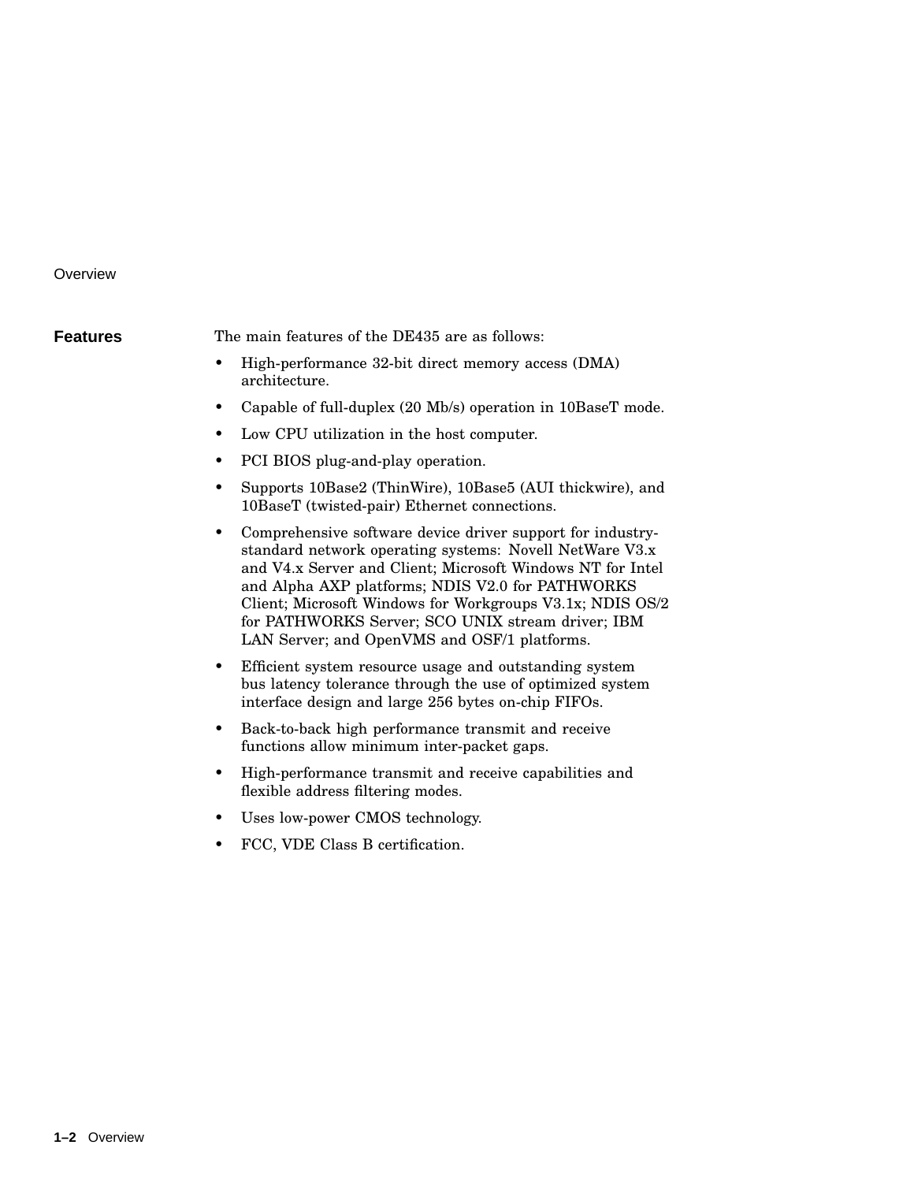## Features

The main features of the DE435 are as follows:

- High-performance 32-bit direct memory access (DMA) architecture.
- Capable of full-duplex (20 Mb/s) operation in 10BaseT mode.
- Low CPU utilization in the host computer.
- PCI BIOS plug-and-play operation.
- Supports 10Base2 (ThinWire), 10Base5 (AUI thickwire), and 10BaseT (twisted-pair) Ethernet connections.
- Comprehensive software device driver support for industry-standard network operating systems: Novell NetWare V3.x and V4.x Server and Client; Microsoft Windows NT for Intel and Alpha AXP platforms; NDIS V2.0 for PATHWORKS Client; Microsoft Windows for Workgroups V3.1x; NDIS OS/2 for PATHWORKS Server; SCO UNIX stream driver; IBM LAN Server; and OpenVMS and OSF/1 platforms.
- Efficient system resource usage and outstanding system bus latency tolerance through the use of optimized system interface design and large 256 bytes on-chip FIFOs.
- Back-to-back high performance transmit and receive functions allow minimum inter-packet gaps.
- High-performance transmit and receive capabilities and flexible address filtering modes.
- Uses low-power CMOS technology.
- FCC, VDE Class B certification.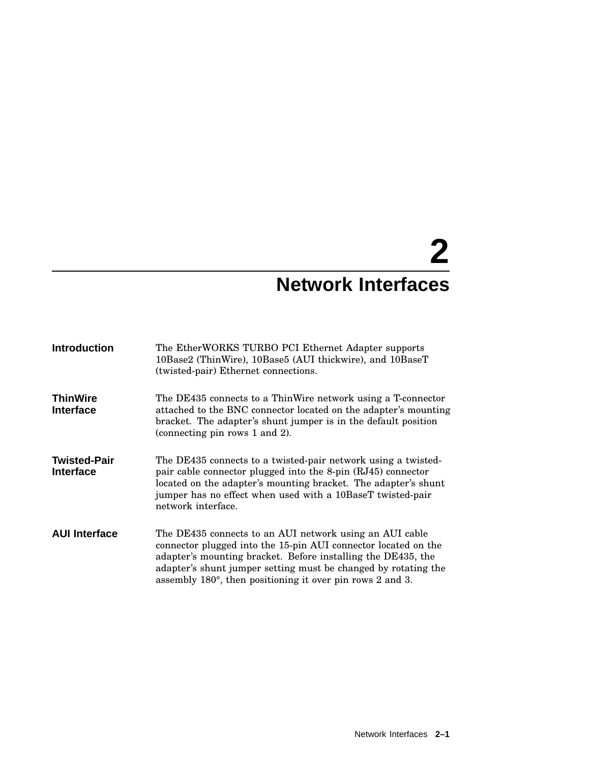# 2 Network Interfaces

## Introduction

The EtherWORKS TURBO PCI Ethernet Adapter supports 10Base2 (ThinWire), 10Base5 (AUI thickwire), and 10BaseT (twisted-pair) Ethernet connections.

## ThinWire Interface

The DE435 connects to a ThinWire network using a T-connector attached to the BNC connector located on the adapter's mounting bracket. The adapter's shunt jumper is in the default position (connecting pin rows 1 and 2).

## Twisted-Pair Interface

The DE435 connects to a twisted-pair network using a twisted-pair cable connector plugged into the 8-pin (RJ45) connector located on the adapter's mounting bracket. The adapter's shunt jumper has no effect when used with a 10BaseT twisted-pair network interface.

## AUI Interface

The DE435 connects to an AUI network using an AUI cable connector plugged into the 15-pin AUI connector located on the adapter's mounting bracket. Before installing the DE435, the adapter's shunt jumper setting must be changed by rotating the assembly 180°, then positioning it over pin rows 2 and 3.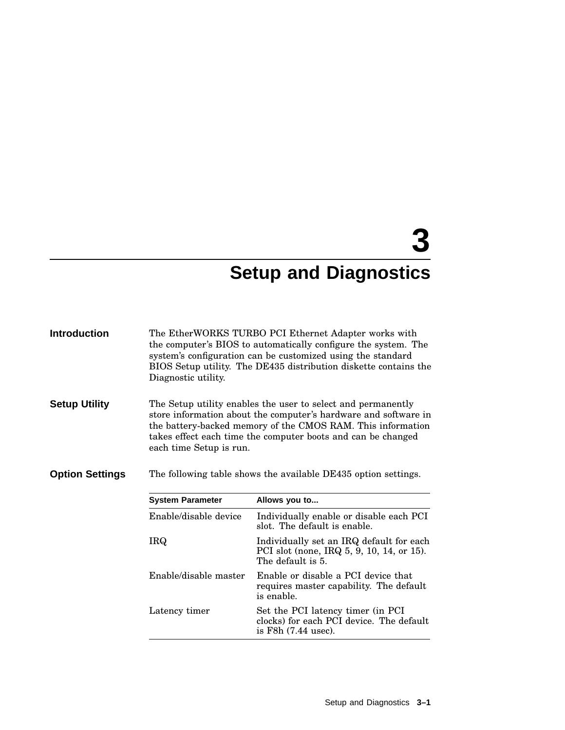# 3 Setup and Diagnostics

## Introduction

The EtherWORKS TURBO PCI Ethernet Adapter works with the computer's BIOS to automatically configure the system. The system's configuration can be customized using the standard BIOS Setup utility. The DE435 distribution diskette contains the Diagnostic utility.

## Setup Utility

The Setup utility enables the user to select and permanently store information about the computer's hardware and software in the battery-backed memory of the CMOS RAM. This information takes effect each time the computer boots and can be changed each time Setup is run.

## Option Settings

The following table shows the available DE435 option settings.

| System Parameter | Allows you to... |
|---|---|
| Enable/disable device | Individually enable or disable each PCI slot. The default is enable. |
| IRQ | Individually set an IRQ default for each PCI slot (none, IRQ 5, 9, 10, 14, or 15). The default is 5. |
| Enable/disable master | Enable or disable a PCI device that requires master capability. The default is enable. |
| Latency timer | Set the PCI latency timer (in PCI clocks) for each PCI device. The default is F8h (7.44 usec). |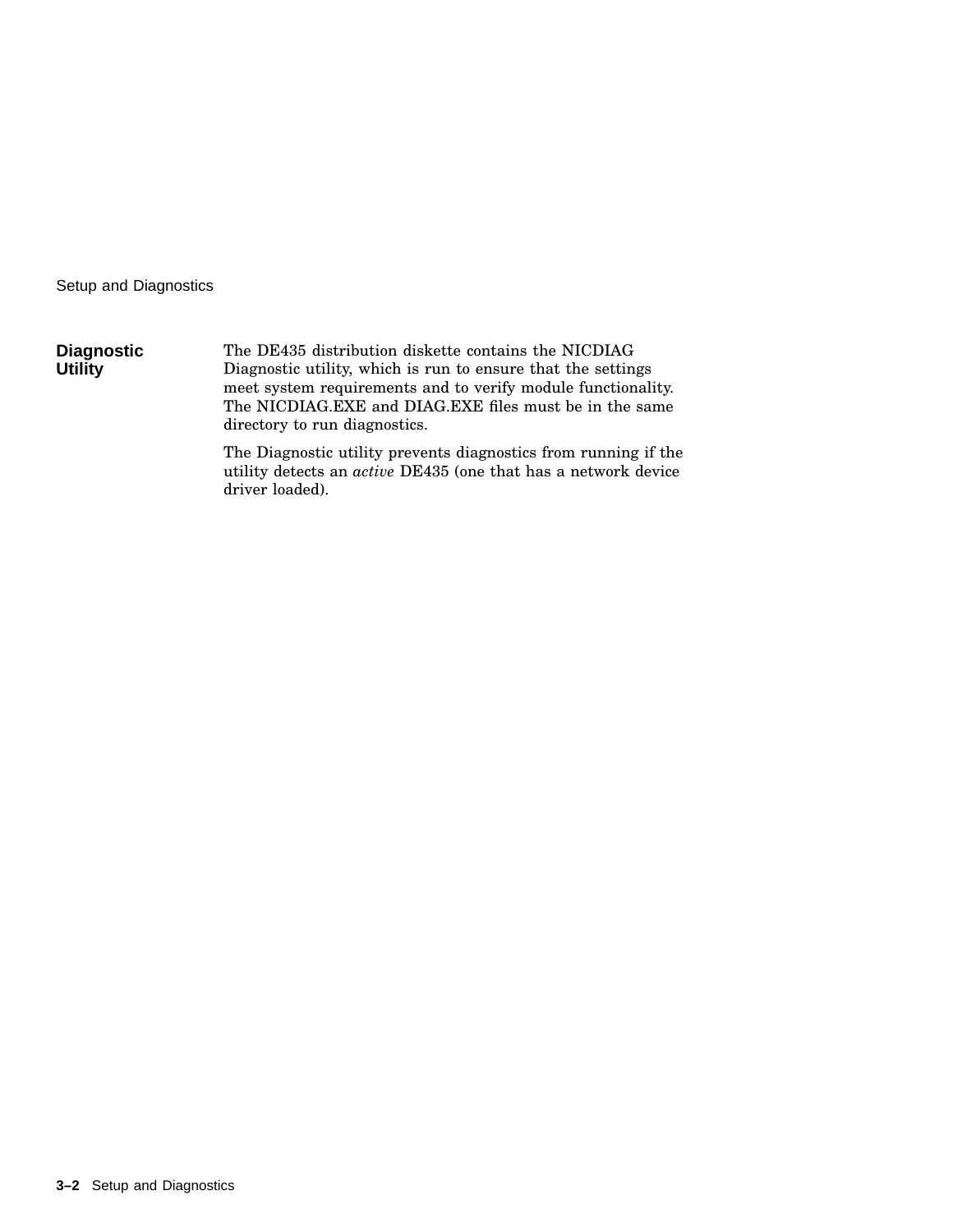## Diagnostic Utility

The DE435 distribution diskette contains the NICDIAG Diagnostic utility, which is run to ensure that the settings meet system requirements and to verify module functionality. The NICDIAG.EXE and DIAG.EXE files must be in the same directory to run diagnostics.

The Diagnostic utility prevents diagnostics from running if the utility detects an *active* DE435 (one that has a network device driver loaded).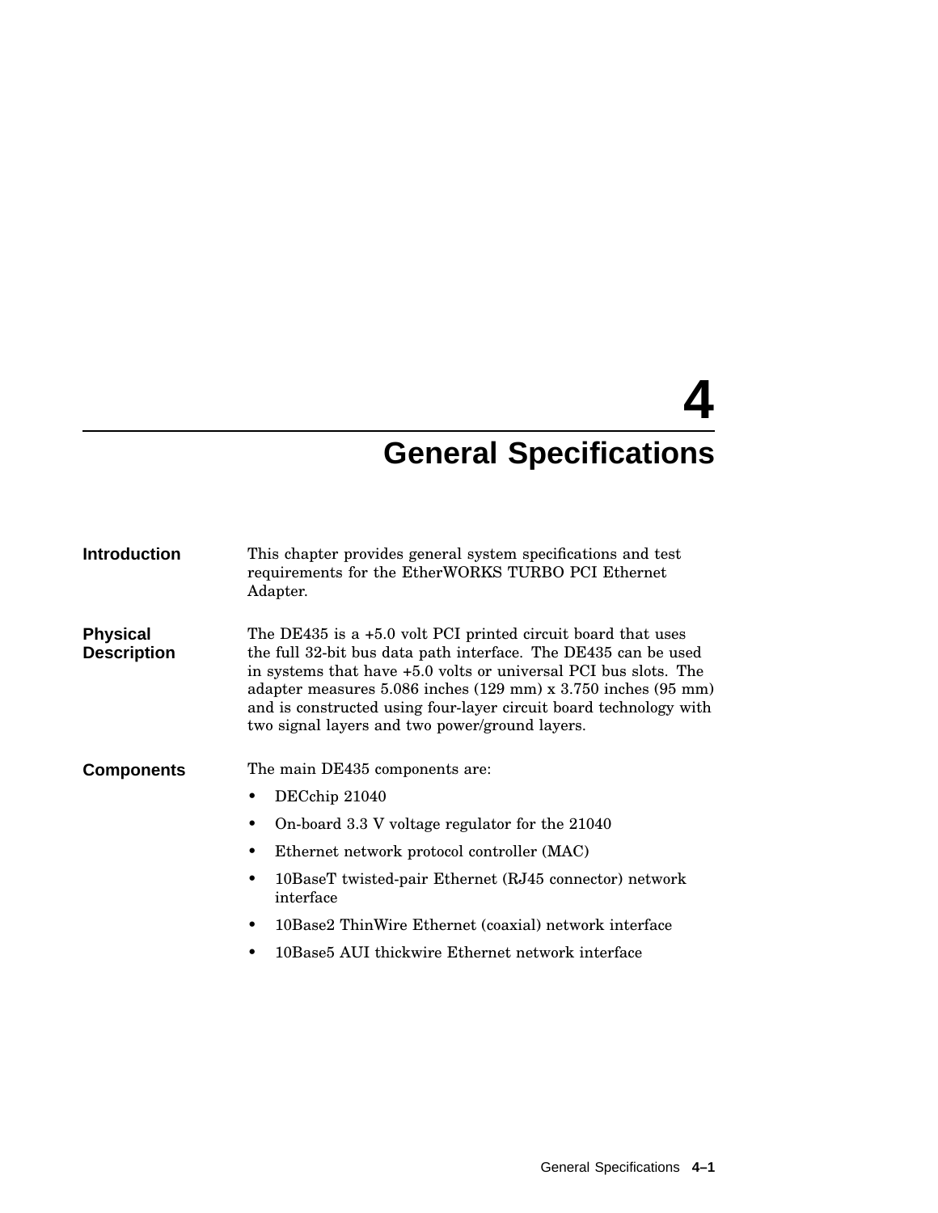# 4 General Specifications

## Introduction

This chapter provides general system specifications and test requirements for the EtherWORKS TURBO PCI Ethernet Adapter.

## Physical Description

The DE435 is a +5.0 volt PCI printed circuit board that uses the full 32-bit bus data path interface. The DE435 can be used in systems that have +5.0 volts or universal PCI bus slots. The adapter measures 5.086 inches (129 mm) x 3.750 inches (95 mm) and is constructed using four-layer circuit board technology with two signal layers and two power/ground layers.

## Components

The main DE435 components are:

- DECchip 21040
- On-board 3.3 V voltage regulator for the 21040
- Ethernet network protocol controller (MAC)
- 10BaseT twisted-pair Ethernet (RJ45 connector) network interface
- 10Base2 ThinWire Ethernet (coaxial) network interface
- 10Base5 AUI thickwire Ethernet network interface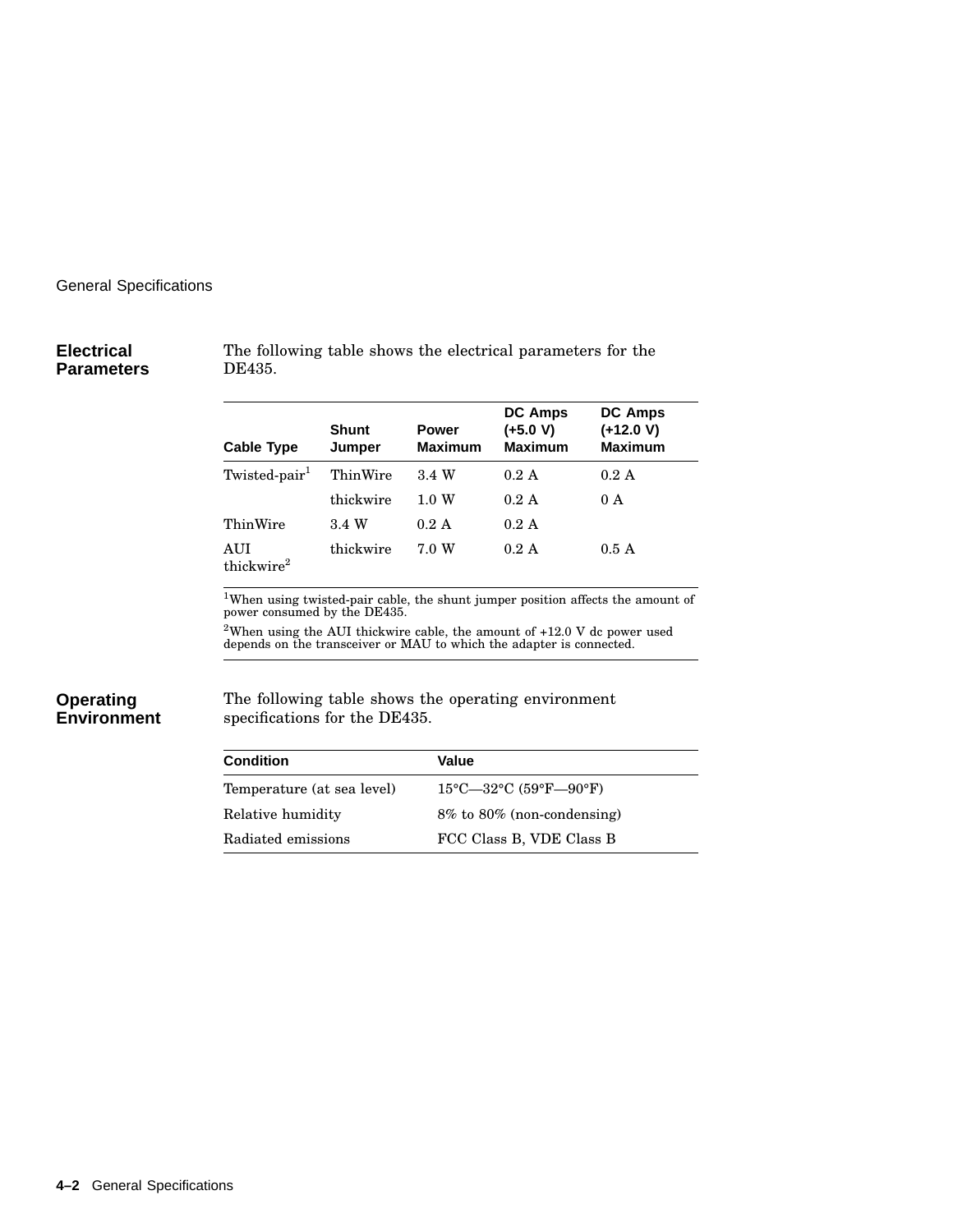## Electrical Parameters

The following table shows the electrical parameters for the DE435.

| Cable Type | Shunt Jumper | Power Maximum | DC Amps (+5.0 V) Maximum | DC Amps (+12.0 V) Maximum |
|---|---|---|---|---|
| Twisted-pair[1] | ThinWire | 3.4 W | 0.2 A | 0.2 A |
| | thickwire | 1.0 W | 0.2 A | 0 A |
| ThinWire | 3.4 W | 0.2 A | 0.2 A | |
| AUI thickwire[2] | thickwire | 7.0 W | 0.2 A | 0.5 A |

[1]When using twisted-pair cable, the shunt jumper position affects the amount of power consumed by the DE435.

[2]When using the AUI thickwire cable, the amount of +12.0 V dc power used depends on the transceiver or MAU to which the adapter is connected.

## Operating Environment

The following table shows the operating environment specifications for the DE435.

| Condition | Value |
|---|---|
| Temperature (at sea level) | 15°C—32°C (59°F—90°F) |
| Relative humidity | 8% to 80% (non-condensing) |
| Radiated emissions | FCC Class B, VDE Class B |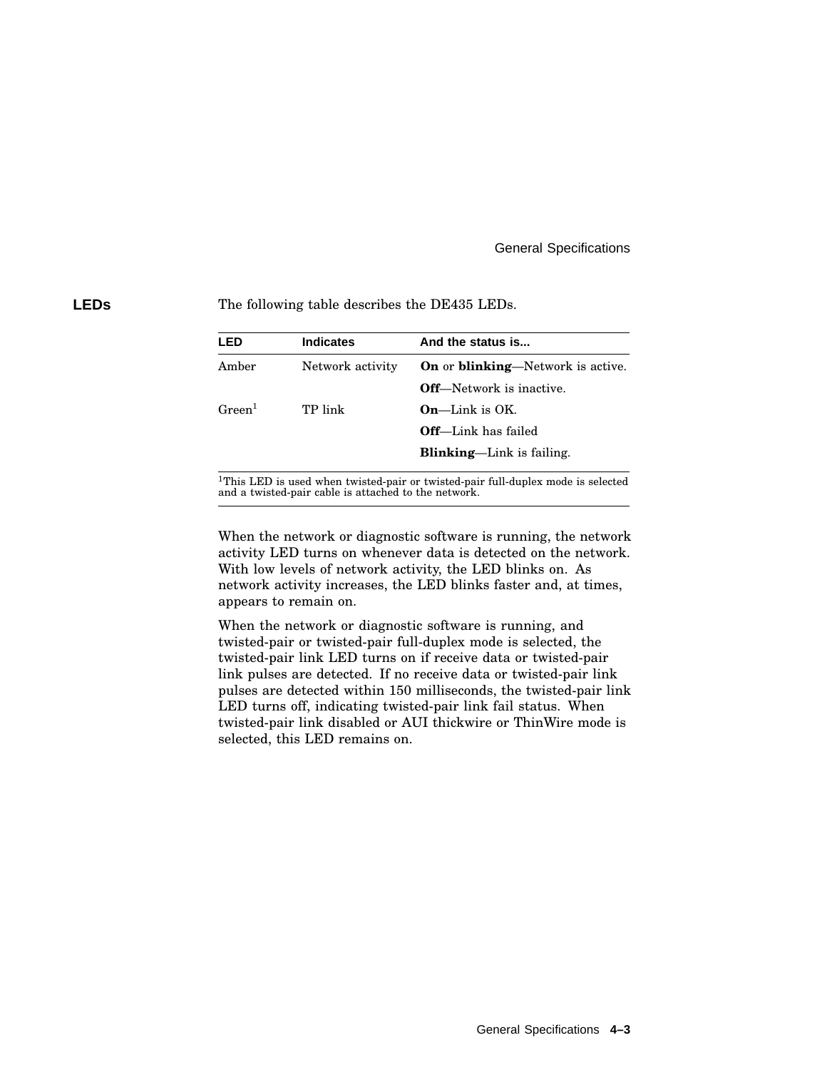## LEDs

The following table describes the DE435 LEDs.

| LED | Indicates | And the status is... |
|---|---|---|
| Amber | Network activity | **On** or **blinking**—Network is active. |
| | | **Off**—Network is inactive. |
| Green[1] | TP link | **On**—Link is OK. |
| | | **Off**—Link has failed |
| | | **Blinking**—Link is failing. |

[1]This LED is used when twisted-pair or twisted-pair full-duplex mode is selected and a twisted-pair cable is attached to the network.

When the network or diagnostic software is running, the network activity LED turns on whenever data is detected on the network. With low levels of network activity, the LED blinks on. As network activity increases, the LED blinks faster and, at times, appears to remain on.

When the network or diagnostic software is running, and twisted-pair or twisted-pair full-duplex mode is selected, the twisted-pair link LED turns on if receive data or twisted-pair link pulses are detected. If no receive data or twisted-pair link pulses are detected within 150 milliseconds, the twisted-pair link LED turns off, indicating twisted-pair link fail status. When twisted-pair link disabled or AUI thickwire or ThinWire mode is selected, this LED remains on.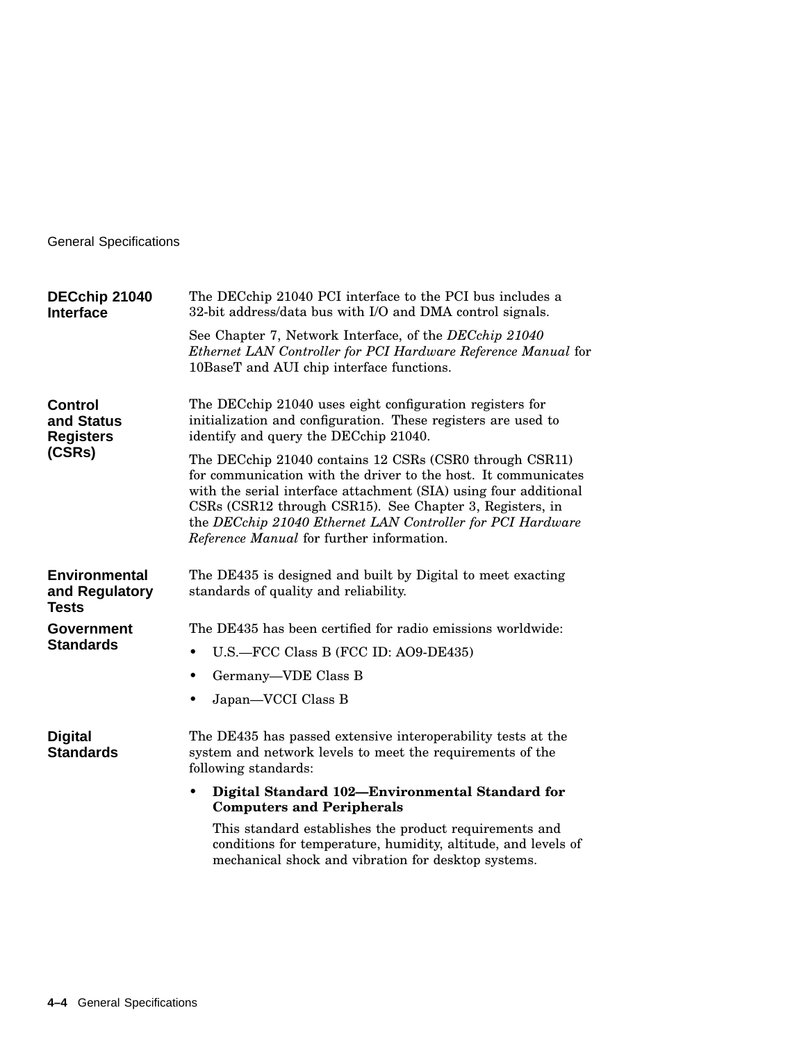## DECchip 21040 Interface

The DECchip 21040 PCI interface to the PCI bus includes a 32-bit address/data bus with I/O and DMA control signals.

See Chapter 7, Network Interface, of the *DECchip 21040 Ethernet LAN Controller for PCI Hardware Reference Manual* for 10BaseT and AUI chip interface functions.

## Control and Status Registers (CSRs)

The DECchip 21040 uses eight configuration registers for initialization and configuration. These registers are used to identify and query the DECchip 21040.

The DECchip 21040 contains 12 CSRs (CSR0 through CSR11) for communication with the driver to the host. It communicates with the serial interface attachment (SIA) using four additional CSRs (CSR12 through CSR15). See Chapter 3, Registers, in the *DECchip 21040 Ethernet LAN Controller for PCI Hardware Reference Manual* for further information.

## Environmental and Regulatory Tests

The DE435 is designed and built by Digital to meet exacting standards of quality and reliability.

## Government Standards

The DE435 has been certified for radio emissions worldwide:

- U.S.—FCC Class B (FCC ID: AO9-DE435)
- Germany—VDE Class B
- Japan—VCCI Class B

## Digital Standards

The DE435 has passed extensive interoperability tests at the system and network levels to meet the requirements of the following standards:

- **Digital Standard 102—Environmental Standard for Computers and Peripherals**

  This standard establishes the product requirements and conditions for temperature, humidity, altitude, and levels of mechanical shock and vibration for desktop systems.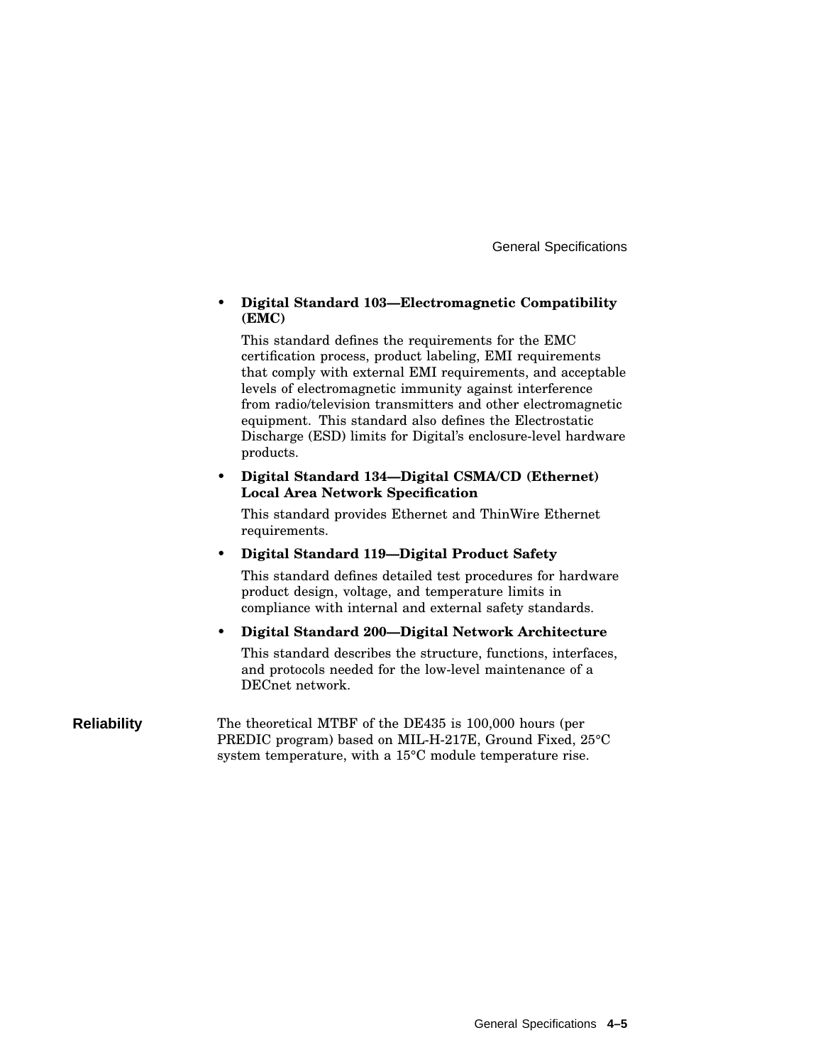- **Digital Standard 103—Electromagnetic Compatibility (EMC)**

  This standard defines the requirements for the EMC certification process, product labeling, EMI requirements that comply with external EMI requirements, and acceptable levels of electromagnetic immunity against interference from radio/television transmitters and other electromagnetic equipment. This standard also defines the Electrostatic Discharge (ESD) limits for Digital's enclosure-level hardware products.

- **Digital Standard 134—Digital CSMA/CD (Ethernet) Local Area Network Specification**

  This standard provides Ethernet and ThinWire Ethernet requirements.

- **Digital Standard 119—Digital Product Safety**

  This standard defines detailed test procedures for hardware product design, voltage, and temperature limits in compliance with internal and external safety standards.

- **Digital Standard 200—Digital Network Architecture**

  This standard describes the structure, functions, interfaces, and protocols needed for the low-level maintenance of a DECnet network.

## Reliability

The theoretical MTBF of the DE435 is 100,000 hours (per PREDIC program) based on MIL-H-217E, Ground Fixed, 25°C system temperature, with a 15°C module temperature rise.